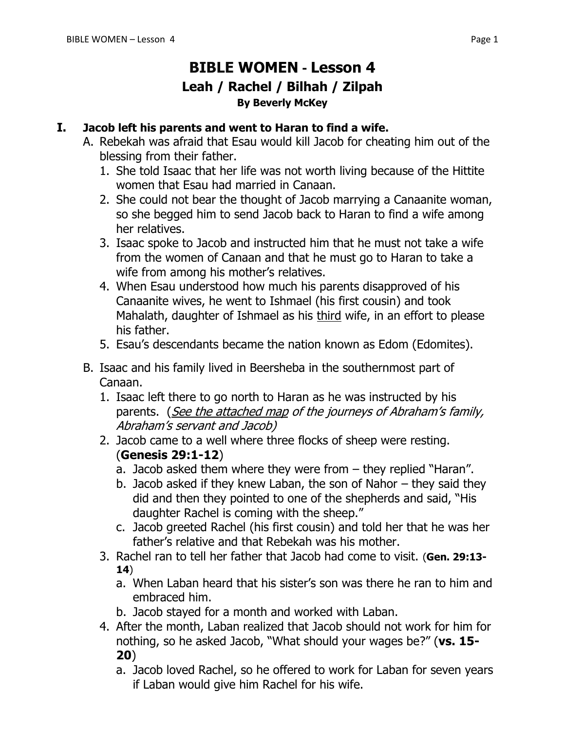# BIBLE WOMEN - Lesson 4

## Leah / Rachel / Bilhah / Zilpah

**By Beverly McKey**

**I. Jacob left his parents and went to Haran to find a wife.**

A. Rebekah was afraid that Esau would kill Jacob for cheating him out of the blessing from their father.

1. She told Isaac that her life was not worth living because of the Hittite women that Esau had married in Canaan.
2. She could not bear the thought of Jacob marrying a Canaanite woman, so she begged him to send Jacob back to Haran to find a wife among her relatives.
3. Isaac spoke to Jacob and instructed him that he must not take a wife from the women of Canaan and that he must go to Haran to take a wife from among his mother's relatives.
4. When Esau understood how much his parents disapproved of his Canaanite wives, he went to Ishmael (his first cousin) and took Mahalath, daughter of Ishmael as his <u>third</u> wife, in an effort to please his father.
5. Esau's descendants became the nation known as Edom (Edomites).

B. Isaac and his family lived in Beersheba in the southernmost part of Canaan.

1. Isaac left there to go north to Haran as he was instructed by his parents. (*<u>See the attached map</u> of the journeys of Abraham's family, Abraham's servant and Jacob)*
2. Jacob came to a well where three flocks of sheep were resting. (**Genesis 29:1-12**)
   a. Jacob asked them where they were from – they replied "Haran".
   b. Jacob asked if they knew Laban, the son of Nahor – they said they did and then they pointed to one of the shepherds and said, "His daughter Rachel is coming with the sheep."
   c. Jacob greeted Rachel (his first cousin) and told her that he was her father's relative and that Rebekah was his mother.
3. Rachel ran to tell her father that Jacob had come to visit. (**Gen. 29:13-14**)
   a. When Laban heard that his sister's son was there he ran to him and embraced him.
   b. Jacob stayed for a month and worked with Laban.
4. After the month, Laban realized that Jacob should not work for him for nothing, so he asked Jacob, "What should your wages be?" (**vs. 15-20**)
   a. Jacob loved Rachel, so he offered to work for Laban for seven years if Laban would give him Rachel for his wife.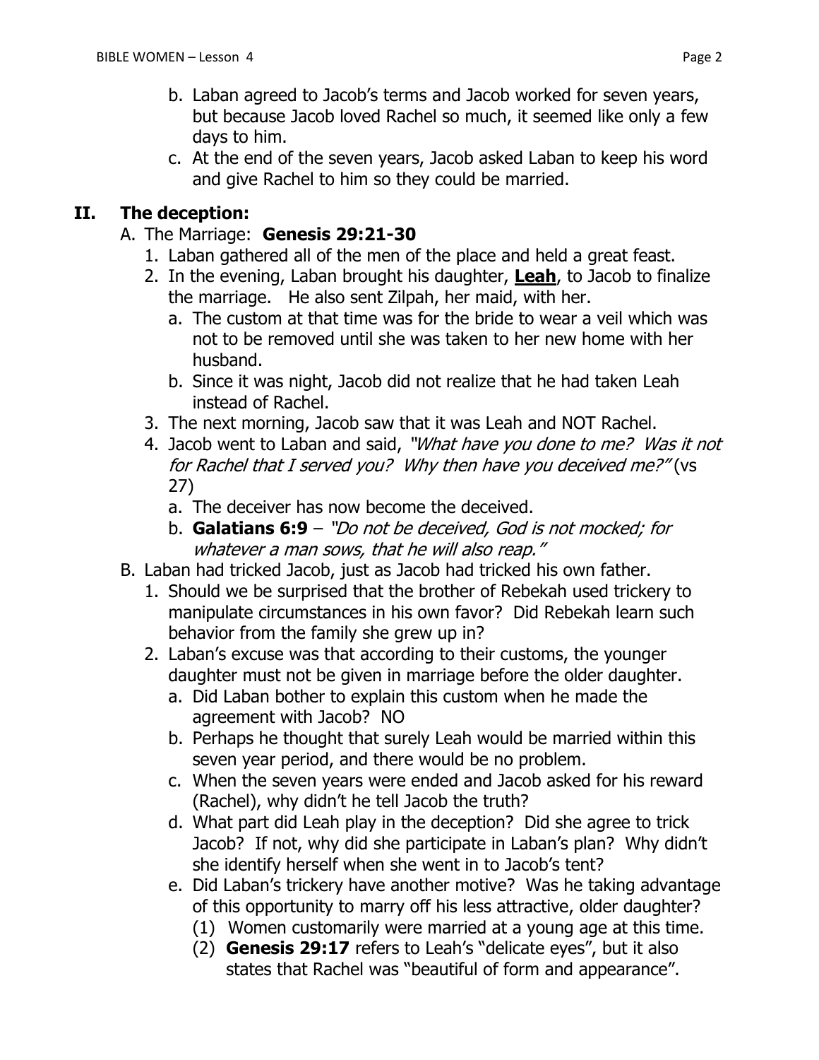b. Laban agreed to Jacob's terms and Jacob worked for seven years, but because Jacob loved Rachel so much, it seemed like only a few days to him.
   c. At the end of the seven years, Jacob asked Laban to keep his word and give Rachel to him so they could be married.

## II. The deception:

A. The Marriage: **Genesis 29:21-30**

1. Laban gathered all of the men of the place and held a great feast.
2. In the evening, Laban brought his daughter, **<u>Leah</u>**, to Jacob to finalize the marriage. He also sent Zilpah, her maid, with her.
   a. The custom at that time was for the bride to wear a veil which was not to be removed until she was taken to her new home with her husband.
   b. Since it was night, Jacob did not realize that he had taken Leah instead of Rachel.
3. The next morning, Jacob saw that it was Leah and NOT Rachel.
4. Jacob went to Laban and said, *"What have you done to me? Was it not for Rachel that I served you? Why then have you deceived me?"* (vs 27)
   a. The deceiver has now become the deceived.
   b. **Galatians 6:9** – *"Do not be deceived, God is not mocked; for whatever a man sows, that he will also reap."*

B. Laban had tricked Jacob, just as Jacob had tricked his own father.

1. Should we be surprised that the brother of Rebekah used trickery to manipulate circumstances in his own favor? Did Rebekah learn such behavior from the family she grew up in?
2. Laban's excuse was that according to their customs, the younger daughter must not be given in marriage before the older daughter.
   a. Did Laban bother to explain this custom when he made the agreement with Jacob? NO
   b. Perhaps he thought that surely Leah would be married within this seven year period, and there would be no problem.
   c. When the seven years were ended and Jacob asked for his reward (Rachel), why didn't he tell Jacob the truth?
   d. What part did Leah play in the deception? Did she agree to trick Jacob? If not, why did she participate in Laban's plan? Why didn't she identify herself when she went in to Jacob's tent?
   e. Did Laban's trickery have another motive? Was he taking advantage of this opportunity to marry off his less attractive, older daughter?
      (1) Women customarily were married at a young age at this time.
      (2) **Genesis 29:17** refers to Leah's "delicate eyes", but it also states that Rachel was "beautiful of form and appearance".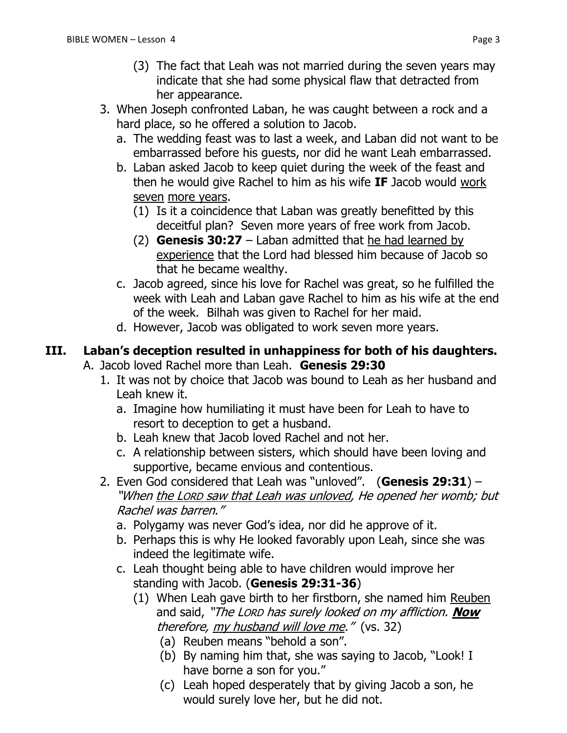(3) The fact that Leah was not married during the seven years may indicate that she had some physical flaw that detracted from her appearance.

3. When Joseph confronted Laban, he was caught between a rock and a hard place, so he offered a solution to Jacob.
   a. The wedding feast was to last a week, and Laban did not want to be embarrassed before his guests, nor did he want Leah embarrassed.
   b. Laban asked Jacob to keep quiet during the week of the feast and then he would give Rachel to him as his wife **IF** Jacob would <u>work</u> <u>seven</u> <u>more years</u>.
      (1) Is it a coincidence that Laban was greatly benefitted by this deceitful plan? Seven more years of free work from Jacob.
      (2) **Genesis 30:27** – Laban admitted that <u>he had learned by experience</u> that the Lord had blessed him because of Jacob so that he became wealthy.
   c. Jacob agreed, since his love for Rachel was great, so he fulfilled the week with Leah and Laban gave Rachel to him as his wife at the end of the week. Bilhah was given to Rachel for her maid.
   d. However, Jacob was obligated to work seven more years.

## III. Laban's deception resulted in unhappiness for both of his daughters.

A. Jacob loved Rachel more than Leah. **Genesis 29:30**

1. It was not by choice that Jacob was bound to Leah as her husband and Leah knew it.
   a. Imagine how humiliating it must have been for Leah to have to resort to deception to get a husband.
   b. Leah knew that Jacob loved Rachel and not her.
   c. A relationship between sisters, which should have been loving and supportive, became envious and contentious.
2. Even God considered that Leah was "unloved". (**Genesis 29:31**) – *"When <u>the LORD saw that Leah was unloved</u>, He opened her womb; but Rachel was barren."*
   a. Polygamy was never God's idea, nor did he approve of it.
   b. Perhaps this is why He looked favorably upon Leah, since she was indeed the legitimate wife.
   c. Leah thought being able to have children would improve her standing with Jacob. (**Genesis 29:31-36**)
      (1) When Leah gave birth to her firstborn, she named him <u>Reuben</u> and said, *"The LORD has surely looked on my affliction.* ***<u>Now</u>*** *therefore, <u>my husband will love me</u>."* (vs. 32)
         (a) Reuben means "behold a son".
         (b) By naming him that, she was saying to Jacob, "Look! I have borne a son for you."
         (c) Leah hoped desperately that by giving Jacob a son, he would surely love her, but he did not.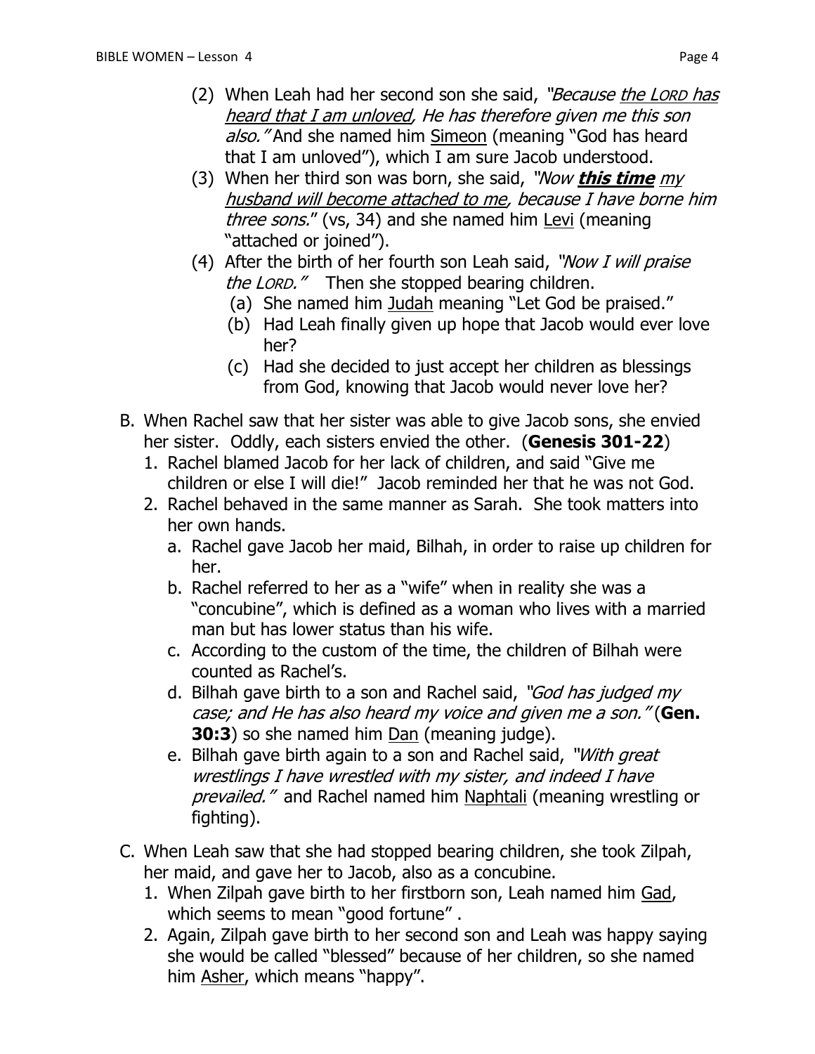(2) When Leah had her second son she said, *"Because the LORD has heard that I am unloved, He has therefore given me this son also."* And she named him Simeon (meaning "God has heard that I am unloved"), which I am sure Jacob understood.

(3) When her third son was born, she said, *"Now **this time** my husband will become attached to me, because I have borne him three sons."* (vs, 34) and she named him Levi (meaning "attached or joined").

(4) After the birth of her fourth son Leah said, *"Now I will praise the LORD."* Then she stopped bearing children.

  (a) She named him Judah meaning "Let God be praised."
  
  (b) Had Leah finally given up hope that Jacob would ever love her?
  
  (c) Had she decided to just accept her children as blessings from God, knowing that Jacob would never love her?

B. When Rachel saw that her sister was able to give Jacob sons, she envied her sister. Oddly, each sisters envied the other. (**Genesis 301-22**)

1. Rachel blamed Jacob for her lack of children, and said "Give me children or else I will die!" Jacob reminded her that he was not God.
2. Rachel behaved in the same manner as Sarah. She took matters into her own hands.
   a. Rachel gave Jacob her maid, Bilhah, in order to raise up children for her.
   b. Rachel referred to her as a "wife" when in reality she was a "concubine", which is defined as a woman who lives with a married man but has lower status than his wife.
   c. According to the custom of the time, the children of Bilhah were counted as Rachel's.
   d. Bilhah gave birth to a son and Rachel said, *"God has judged my case; and He has also heard my voice and given me a son."* (**Gen. 30:3**) so she named him Dan (meaning judge).
   e. Bilhah gave birth again to a son and Rachel said, *"With great wrestlings I have wrestled with my sister, and indeed I have prevailed."* and Rachel named him Naphtali (meaning wrestling or fighting).

C. When Leah saw that she had stopped bearing children, she took Zilpah, her maid, and gave her to Jacob, also as a concubine.

1. When Zilpah gave birth to her firstborn son, Leah named him Gad, which seems to mean "good fortune" .
2. Again, Zilpah gave birth to her second son and Leah was happy saying she would be called "blessed" because of her children, so she named him Asher, which means "happy".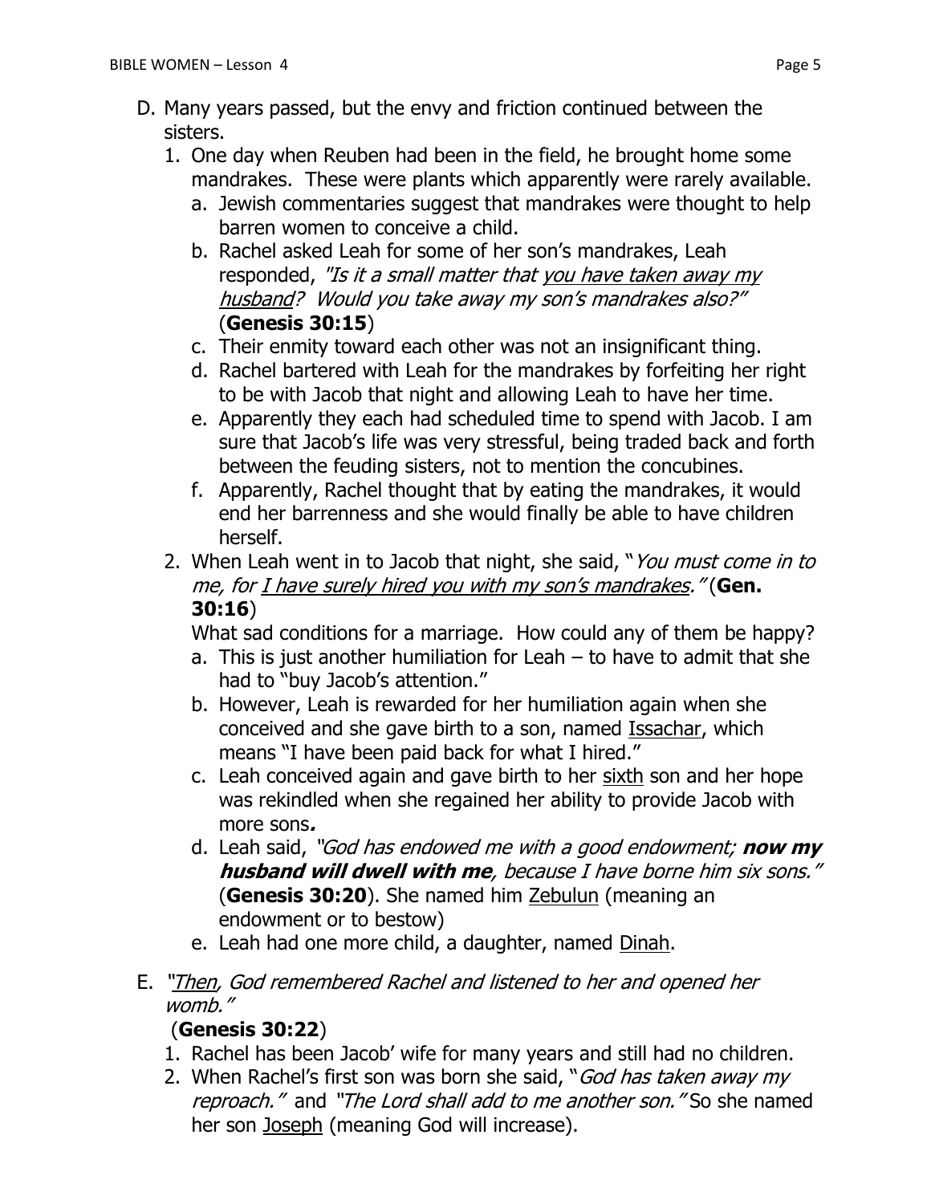D. Many years passed, but the envy and friction continued between the sisters.

   1. One day when Reuben had been in the field, he brought home some mandrakes. These were plants which apparently were rarely available.
      a. Jewish commentaries suggest that mandrakes were thought to help barren women to conceive a child.
      b. Rachel asked Leah for some of her son's mandrakes, Leah responded, *"Is it a small matter that <u>you have taken away my husband</u>? Would you take away my son's mandrakes also?"* (**Genesis 30:15**)
      c. Their enmity toward each other was not an insignificant thing.
      d. Rachel bartered with Leah for the mandrakes by forfeiting her right to be with Jacob that night and allowing Leah to have her time.
      e. Apparently they each had scheduled time to spend with Jacob. I am sure that Jacob's life was very stressful, being traded back and forth between the feuding sisters, not to mention the concubines.
      f. Apparently, Rachel thought that by eating the mandrakes, it would end her barrenness and she would finally be able to have children herself.
   2. When Leah went in to Jacob that night, she said, "*You must come in to me, for <u>I have surely hired you with my son's mandrakes</u>."* (**Gen. 30:16**)

      What sad conditions for a marriage. How could any of them be happy?
      a. This is just another humiliation for Leah – to have to admit that she had to "buy Jacob's attention."
      b. However, Leah is rewarded for her humiliation again when she conceived and she gave birth to a son, named <u>Issachar</u>, which means "I have been paid back for what I hired."
      c. Leah conceived again and gave birth to her <u>sixth</u> son and her hope was rekindled when she regained her ability to provide Jacob with more sons***.***
      d. Leah said, *"God has endowed me with a good endowment; **now my husband will dwell with me**, because I have borne him six sons."* (**Genesis 30:20**). She named him <u>Zebulun</u> (meaning an endowment or to bestow)
      e. Leah had one more child, a daughter, named <u>Dinah</u>.

E. *"<u>Then</u>, God remembered Rachel and listened to her and opened her womb."*
 (**Genesis 30:22**)
   1. Rachel has been Jacob' wife for many years and still had no children.
   2. When Rachel's first son was born she said, "*God has taken away my reproach."* and *"The Lord shall add to me another son."* So she named her son <u>Joseph</u> (meaning God will increase).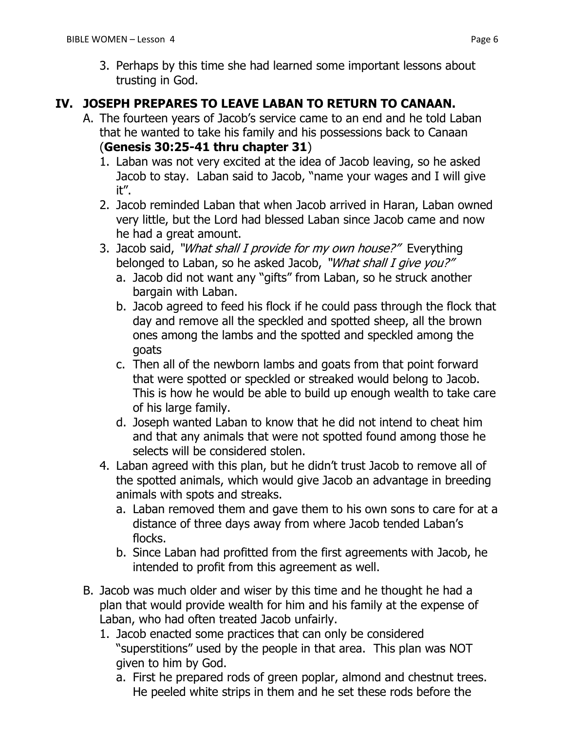3. Perhaps by this time she had learned some important lessons about trusting in God.

## IV. JOSEPH PREPARES TO LEAVE LABAN TO RETURN TO CANAAN.

A. The fourteen years of Jacob's service came to an end and he told Laban that he wanted to take his family and his possessions back to Canaan (**Genesis 30:25-41 thru chapter 31**)

1. Laban was not very excited at the idea of Jacob leaving, so he asked Jacob to stay. Laban said to Jacob, "name your wages and I will give it".
2. Jacob reminded Laban that when Jacob arrived in Haran, Laban owned very little, but the Lord had blessed Laban since Jacob came and now he had a great amount.
3. Jacob said, *"What shall I provide for my own house?"* Everything belonged to Laban, so he asked Jacob, *"What shall I give you?"*
   a. Jacob did not want any "gifts" from Laban, so he struck another bargain with Laban.
   b. Jacob agreed to feed his flock if he could pass through the flock that day and remove all the speckled and spotted sheep, all the brown ones among the lambs and the spotted and speckled among the goats
   c. Then all of the newborn lambs and goats from that point forward that were spotted or speckled or streaked would belong to Jacob. This is how he would be able to build up enough wealth to take care of his large family.
   d. Joseph wanted Laban to know that he did not intend to cheat him and that any animals that were not spotted found among those he selects will be considered stolen.
4. Laban agreed with this plan, but he didn't trust Jacob to remove all of the spotted animals, which would give Jacob an advantage in breeding animals with spots and streaks.
   a. Laban removed them and gave them to his own sons to care for at a distance of three days away from where Jacob tended Laban's flocks.
   b. Since Laban had profitted from the first agreements with Jacob, he intended to profit from this agreement as well.

B. Jacob was much older and wiser by this time and he thought he had a plan that would provide wealth for him and his family at the expense of Laban, who had often treated Jacob unfairly.

1. Jacob enacted some practices that can only be considered "superstitions" used by the people in that area. This plan was NOT given to him by God.
   a. First he prepared rods of green poplar, almond and chestnut trees. He peeled white strips in them and he set these rods before the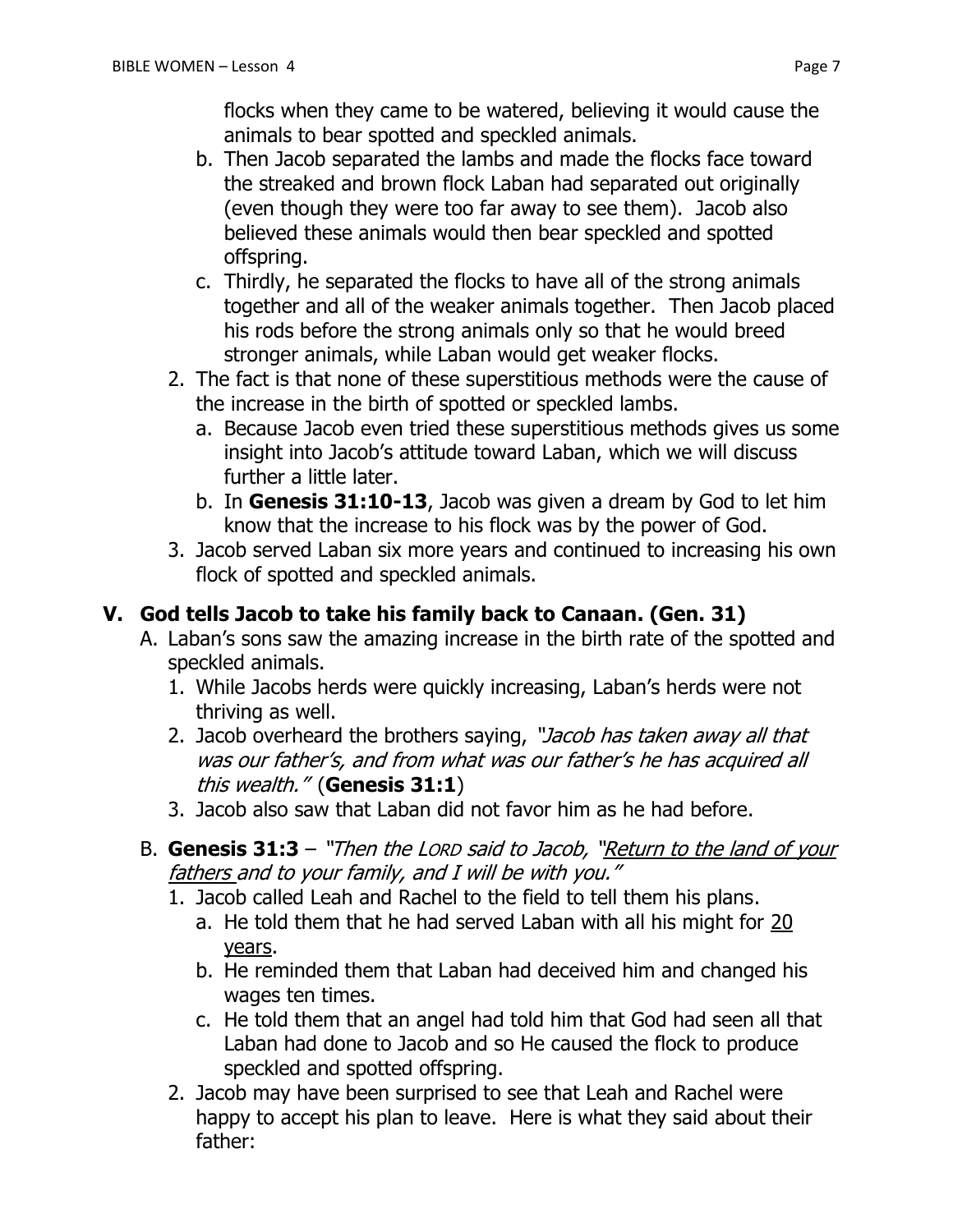flocks when they came to be watered, believing it would cause the animals to bear spotted and speckled animals.

   b. Then Jacob separated the lambs and made the flocks face toward the streaked and brown flock Laban had separated out originally (even though they were too far away to see them). Jacob also believed these animals would then bear speckled and spotted offspring.
   c. Thirdly, he separated the flocks to have all of the strong animals together and all of the weaker animals together. Then Jacob placed his rods before the strong animals only so that he would breed stronger animals, while Laban would get weaker flocks.

2. The fact is that none of these superstitious methods were the cause of the increase in the birth of spotted or speckled lambs.
   a. Because Jacob even tried these superstitious methods gives us some insight into Jacob's attitude toward Laban, which we will discuss further a little later.
   b. In **Genesis 31:10-13**, Jacob was given a dream by God to let him know that the increase to his flock was by the power of God.
3. Jacob served Laban six more years and continued to increasing his own flock of spotted and speckled animals.

## V. God tells Jacob to take his family back to Canaan. (Gen. 31)

A. Laban's sons saw the amazing increase in the birth rate of the spotted and speckled animals.
   1. While Jacobs herds were quickly increasing, Laban's herds were not thriving as well.
   2. Jacob overheard the brothers saying, *"Jacob has taken away all that was our father's, and from what was our father's he has acquired all this wealth."* (**Genesis 31:1**)
   3. Jacob also saw that Laban did not favor him as he had before.

B. **Genesis 31:3** – *"Then the LORD said to Jacob, "<u>Return to the land of your fathers</u> and to your family, and I will be with you."*
   1. Jacob called Leah and Rachel to the field to tell them his plans.
      a. He told them that he had served Laban with all his might for <u>20 years</u>.
      b. He reminded them that Laban had deceived him and changed his wages ten times.
      c. He told them that an angel had told him that God had seen all that Laban had done to Jacob and so He caused the flock to produce speckled and spotted offspring.
   2. Jacob may have been surprised to see that Leah and Rachel were happy to accept his plan to leave. Here is what they said about their father: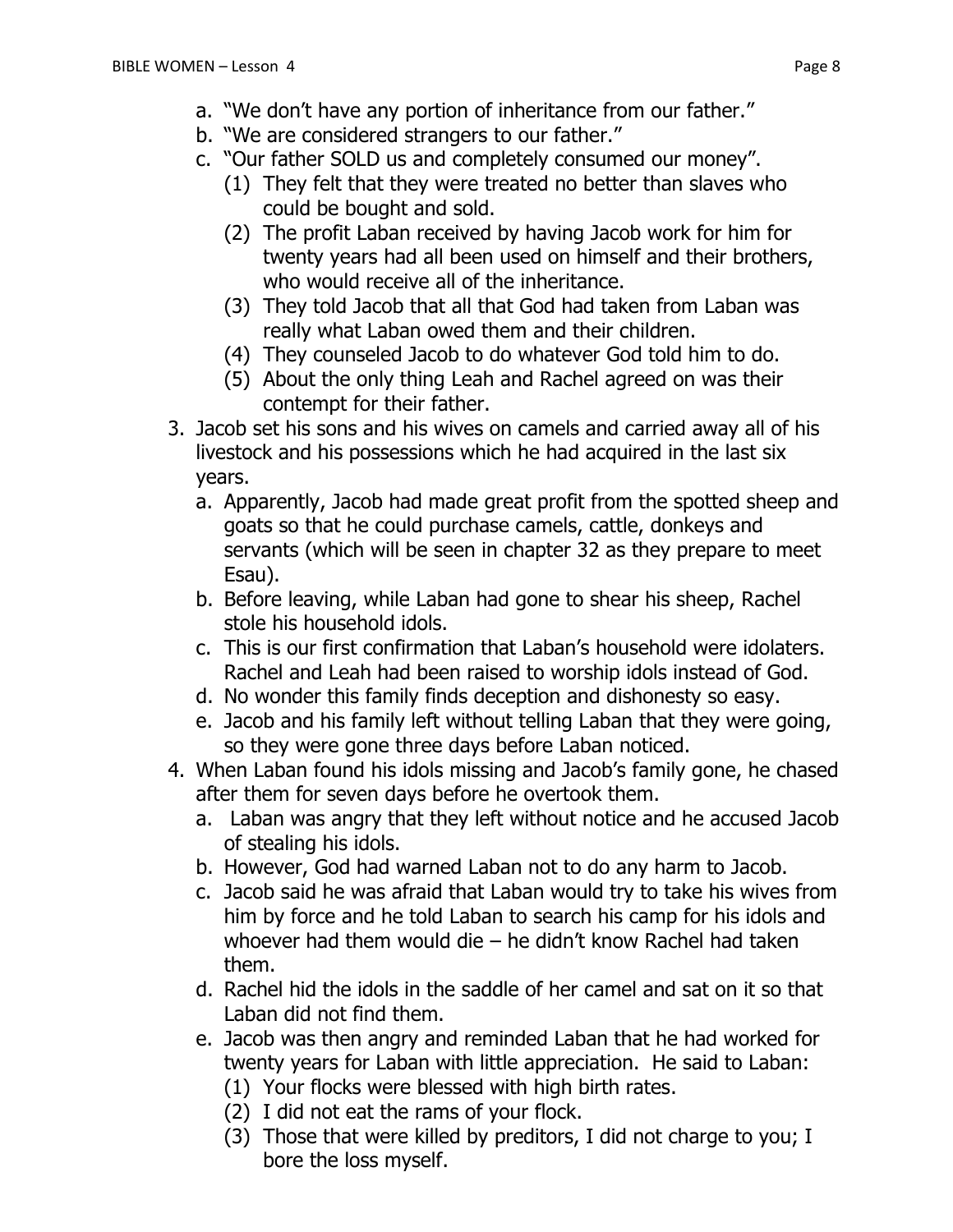a. "We don't have any portion of inheritance from our father."
b. "We are considered strangers to our father."
c. "Our father SOLD us and completely consumed our money".
   (1) They felt that they were treated no better than slaves who could be bought and sold.
   (2) The profit Laban received by having Jacob work for him for twenty years had all been used on himself and their brothers, who would receive all of the inheritance.
   (3) They told Jacob that all that God had taken from Laban was really what Laban owed them and their children.
   (4) They counseled Jacob to do whatever God told him to do.
   (5) About the only thing Leah and Rachel agreed on was their contempt for their father.

3. Jacob set his sons and his wives on camels and carried away all of his livestock and his possessions which he had acquired in the last six years.
   a. Apparently, Jacob had made great profit from the spotted sheep and goats so that he could purchase camels, cattle, donkeys and servants (which will be seen in chapter 32 as they prepare to meet Esau).
   b. Before leaving, while Laban had gone to shear his sheep, Rachel stole his household idols.
   c. This is our first confirmation that Laban's household were idolaters. Rachel and Leah had been raised to worship idols instead of God.
   d. No wonder this family finds deception and dishonesty so easy.
   e. Jacob and his family left without telling Laban that they were going, so they were gone three days before Laban noticed.

4. When Laban found his idols missing and Jacob's family gone, he chased after them for seven days before he overtook them.
   a. Laban was angry that they left without notice and he accused Jacob of stealing his idols.
   b. However, God had warned Laban not to do any harm to Jacob.
   c. Jacob said he was afraid that Laban would try to take his wives from him by force and he told Laban to search his camp for his idols and whoever had them would die – he didn't know Rachel had taken them.
   d. Rachel hid the idols in the saddle of her camel and sat on it so that Laban did not find them.
   e. Jacob was then angry and reminded Laban that he had worked for twenty years for Laban with little appreciation. He said to Laban:
      (1) Your flocks were blessed with high birth rates.
      (2) I did not eat the rams of your flock.
      (3) Those that were killed by preditors, I did not charge to you; I bore the loss myself.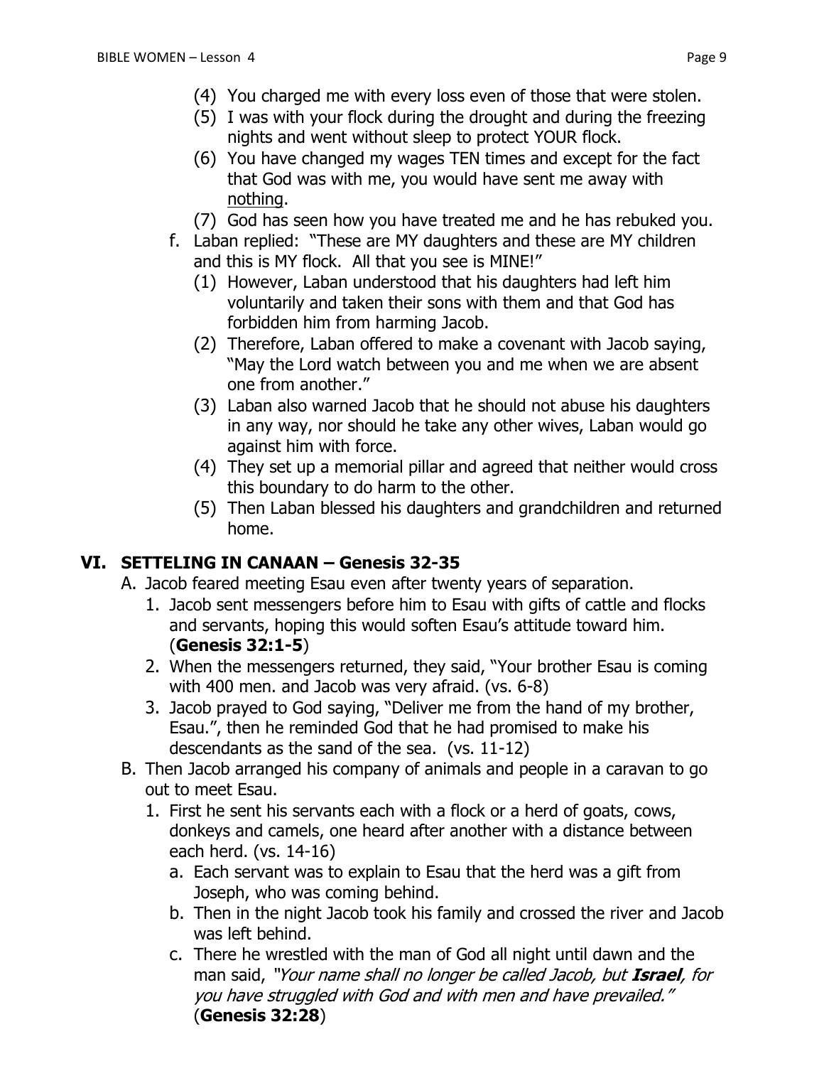(4) You charged me with every loss even of those that were stolen.

(5) I was with your flock during the drought and during the freezing nights and went without sleep to protect YOUR flock.

(6) You have changed my wages TEN times and except for the fact that God was with me, you would have sent me away with <u>nothing</u>.

(7) God has seen how you have treated me and he has rebuked you.

f. Laban replied: "These are MY daughters and these are MY children and this is MY flock. All that you see is MINE!"

(1) However, Laban understood that his daughters had left him voluntarily and taken their sons with them and that God has forbidden him from harming Jacob.

(2) Therefore, Laban offered to make a covenant with Jacob saying, "May the Lord watch between you and me when we are absent one from another."

(3) Laban also warned Jacob that he should not abuse his daughters in any way, nor should he take any other wives, Laban would go against him with force.

(4) They set up a memorial pillar and agreed that neither would cross this boundary to do harm to the other.

(5) Then Laban blessed his daughters and grandchildren and returned home.

## VI. SETTELING IN CANAAN – Genesis 32-35

A. Jacob feared meeting Esau even after twenty years of separation.

1. Jacob sent messengers before him to Esau with gifts of cattle and flocks and servants, hoping this would soften Esau's attitude toward him. (**Genesis 32:1-5**)
2. When the messengers returned, they said, "Your brother Esau is coming with 400 men. and Jacob was very afraid. (vs. 6-8)
3. Jacob prayed to God saying, "Deliver me from the hand of my brother, Esau.", then he reminded God that he had promised to make his descendants as the sand of the sea. (vs. 11-12)

B. Then Jacob arranged his company of animals and people in a caravan to go out to meet Esau.

1. First he sent his servants each with a flock or a herd of goats, cows, donkeys and camels, one heard after another with a distance between each herd. (vs. 14-16)
   a. Each servant was to explain to Esau that the herd was a gift from Joseph, who was coming behind.
   b. Then in the night Jacob took his family and crossed the river and Jacob was left behind.
   c. There he wrestled with the man of God all night until dawn and the man said, *"Your name shall no longer be called Jacob, but **Israel**, for you have struggled with God and with men and have prevailed."* (**Genesis 32:28**)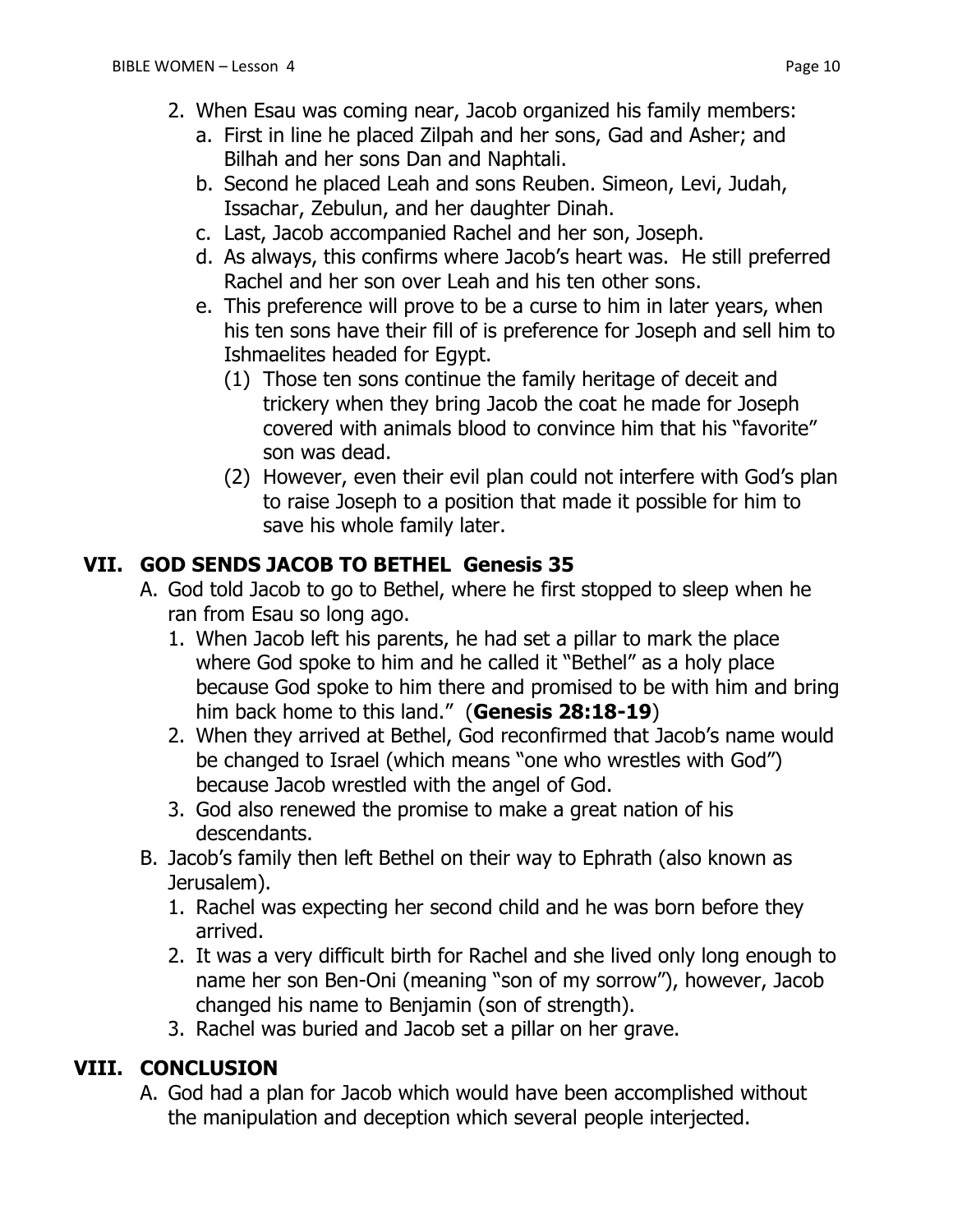2. When Esau was coming near, Jacob organized his family members:
   a. First in line he placed Zilpah and her sons, Gad and Asher; and Bilhah and her sons Dan and Naphtali.
   b. Second he placed Leah and sons Reuben. Simeon, Levi, Judah, Issachar, Zebulun, and her daughter Dinah.
   c. Last, Jacob accompanied Rachel and her son, Joseph.
   d. As always, this confirms where Jacob's heart was. He still preferred Rachel and her son over Leah and his ten other sons.
   e. This preference will prove to be a curse to him in later years, when his ten sons have their fill of is preference for Joseph and sell him to Ishmaelites headed for Egypt.
      (1) Those ten sons continue the family heritage of deceit and trickery when they bring Jacob the coat he made for Joseph covered with animals blood to convince him that his "favorite" son was dead.
      (2) However, even their evil plan could not interfere with God's plan to raise Joseph to a position that made it possible for him to save his whole family later.

## VII. GOD SENDS JACOB TO BETHEL Genesis 35

A. God told Jacob to go to Bethel, where he first stopped to sleep when he ran from Esau so long ago.
   1. When Jacob left his parents, he had set a pillar to mark the place where God spoke to him and he called it "Bethel" as a holy place because God spoke to him there and promised to be with him and bring him back home to this land." (**Genesis 28:18-19**)
   2. When they arrived at Bethel, God reconfirmed that Jacob's name would be changed to Israel (which means "one who wrestles with God") because Jacob wrestled with the angel of God.
   3. God also renewed the promise to make a great nation of his descendants.

B. Jacob's family then left Bethel on their way to Ephrath (also known as Jerusalem).
   1. Rachel was expecting her second child and he was born before they arrived.
   2. It was a very difficult birth for Rachel and she lived only long enough to name her son Ben-Oni (meaning "son of my sorrow"), however, Jacob changed his name to Benjamin (son of strength).
   3. Rachel was buried and Jacob set a pillar on her grave.

## VIII. CONCLUSION

A. God had a plan for Jacob which would have been accomplished without the manipulation and deception which several people interjected.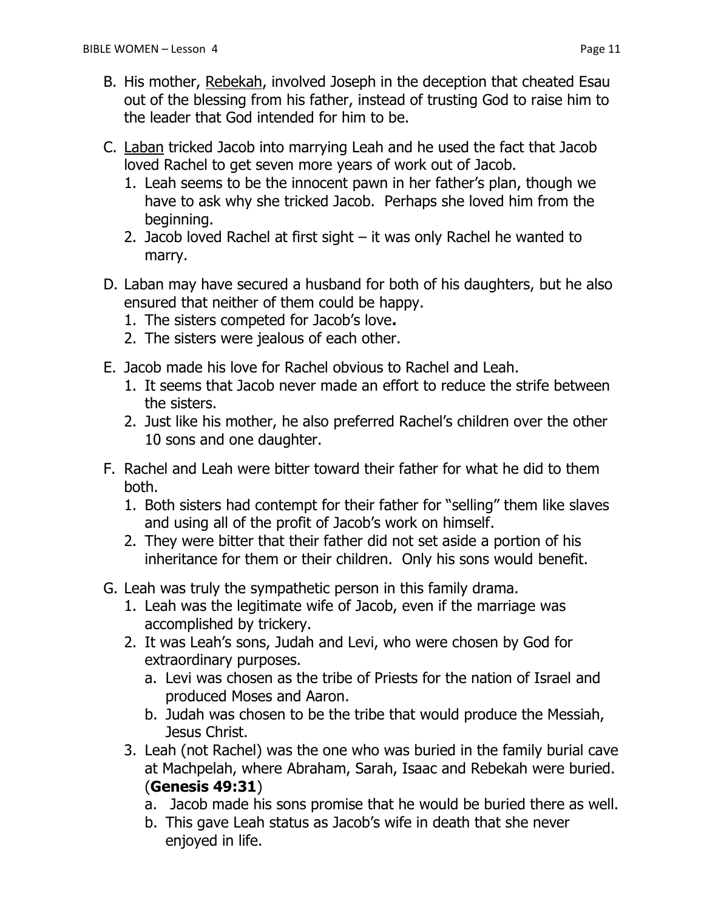B. His mother, Rebekah, involved Joseph in the deception that cheated Esau out of the blessing from his father, instead of trusting God to raise him to the leader that God intended for him to be.

C. Laban tricked Jacob into marrying Leah and he used the fact that Jacob loved Rachel to get seven more years of work out of Jacob.
   1. Leah seems to be the innocent pawn in her father's plan, though we have to ask why she tricked Jacob. Perhaps she loved him from the beginning.
   2. Jacob loved Rachel at first sight – it was only Rachel he wanted to marry.

D. Laban may have secured a husband for both of his daughters, but he also ensured that neither of them could be happy.
   1. The sisters competed for Jacob's love**.**
   2. The sisters were jealous of each other.

E. Jacob made his love for Rachel obvious to Rachel and Leah.
   1. It seems that Jacob never made an effort to reduce the strife between the sisters.
   2. Just like his mother, he also preferred Rachel's children over the other 10 sons and one daughter.

F. Rachel and Leah were bitter toward their father for what he did to them both.
   1. Both sisters had contempt for their father for "selling" them like slaves and using all of the profit of Jacob's work on himself.
   2. They were bitter that their father did not set aside a portion of his inheritance for them or their children. Only his sons would benefit.

G. Leah was truly the sympathetic person in this family drama.
   1. Leah was the legitimate wife of Jacob, even if the marriage was accomplished by trickery.
   2. It was Leah's sons, Judah and Levi, who were chosen by God for extraordinary purposes.
      a. Levi was chosen as the tribe of Priests for the nation of Israel and produced Moses and Aaron.
      b. Judah was chosen to be the tribe that would produce the Messiah, Jesus Christ.
   3. Leah (not Rachel) was the one who was buried in the family burial cave at Machpelah, where Abraham, Sarah, Isaac and Rebekah were buried. (**Genesis 49:31**)
      a. Jacob made his sons promise that he would be buried there as well.
      b. This gave Leah status as Jacob's wife in death that she never enjoyed in life.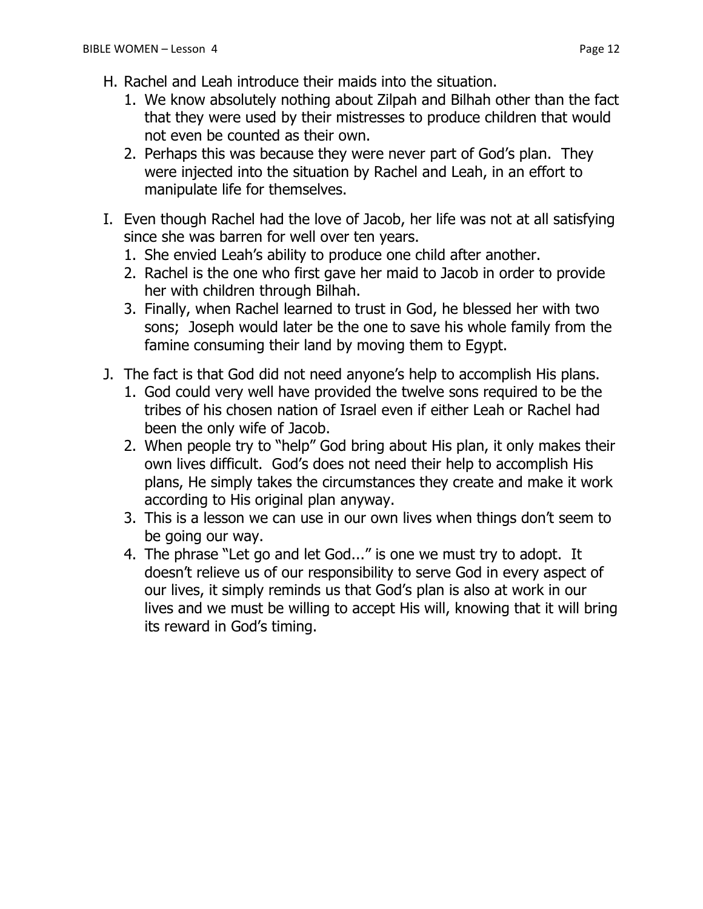H. Rachel and Leah introduce their maids into the situation.
   1. We know absolutely nothing about Zilpah and Bilhah other than the fact that they were used by their mistresses to produce children that would not even be counted as their own.
   2. Perhaps this was because they were never part of God's plan. They were injected into the situation by Rachel and Leah, in an effort to manipulate life for themselves.

I. Even though Rachel had the love of Jacob, her life was not at all satisfying since she was barren for well over ten years.
   1. She envied Leah's ability to produce one child after another.
   2. Rachel is the one who first gave her maid to Jacob in order to provide her with children through Bilhah.
   3. Finally, when Rachel learned to trust in God, he blessed her with two sons; Joseph would later be the one to save his whole family from the famine consuming their land by moving them to Egypt.

J. The fact is that God did not need anyone's help to accomplish His plans.
   1. God could very well have provided the twelve sons required to be the tribes of his chosen nation of Israel even if either Leah or Rachel had been the only wife of Jacob.
   2. When people try to "help" God bring about His plan, it only makes their own lives difficult. God's does not need their help to accomplish His plans, He simply takes the circumstances they create and make it work according to His original plan anyway.
   3. This is a lesson we can use in our own lives when things don't seem to be going our way.
   4. The phrase "Let go and let God..." is one we must try to adopt. It doesn't relieve us of our responsibility to serve God in every aspect of our lives, it simply reminds us that God's plan is also at work in our lives and we must be willing to accept His will, knowing that it will bring its reward in God's timing.